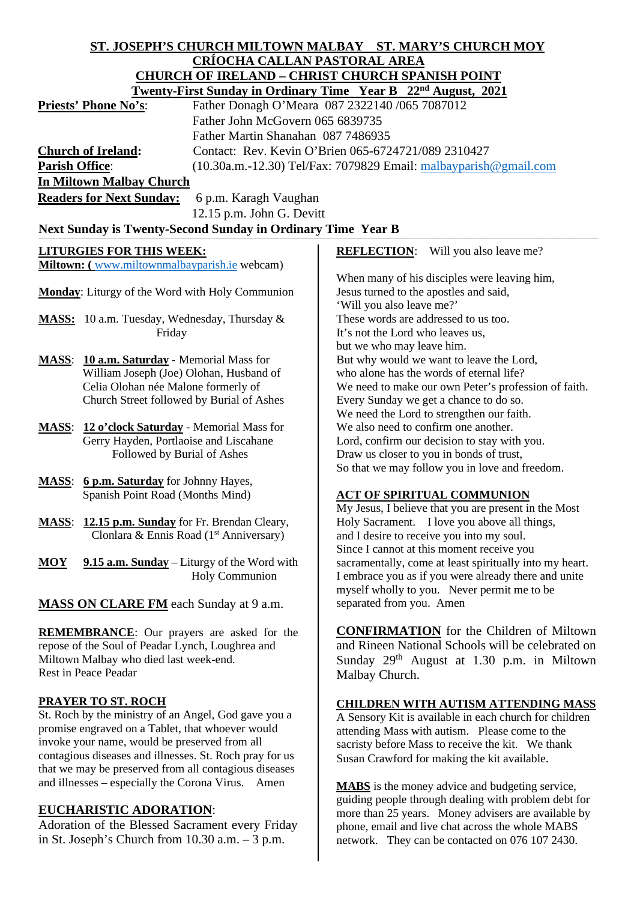**ST. JOSEPH'S CHURCH MILTOWN MALBAY ST. MARY'S CHURCH MOY**
**CRÍOCHA CALLAN PASTORAL AREA**
**CHURCH OF IRELAND – CHRIST CHURCH SPANISH POINT**
**Twenty-First Sunday in Ordinary Time Year B 22nd August, 2021**

**Priests' Phone No's**: Father Donagh O'Meara 087 2322140 /065 7087012
Father John McGovern 065 6839735
Father Martin Shanahan 087 7486935

**Church of Ireland**: Contact: Rev. Kevin O'Brien 065-6724721/089 2310427

**Parish Office**: (10.30a.m.-12.30) Tel/Fax: 7079829 Email: malbayparish@gmail.com

**In Miltown Malbay Church**

**Readers for Next Sunday:** 6 p.m. Karagh Vaughan
12.15 p.m. John G. Devitt

**Next Sunday is Twenty-Second Sunday in Ordinary Time Year B**

## LITURGIES FOR THIS WEEK:

**Miltown: (** www.miltownmalbayparish.ie webcam)

**Monday**: Liturgy of the Word with Holy Communion

**MASS:** 10 a.m. Tuesday, Wednesday, Thursday & Friday

**MASS**: **10 a.m. Saturday** - Memorial Mass for William Joseph (Joe) Olohan, Husband of Celia Olohan née Malone formerly of Church Street followed by Burial of Ashes

**MASS**: **12 o'clock Saturday** - Memorial Mass for Gerry Hayden, Portlaoise and Liscahane Followed by Burial of Ashes

**MASS**: **6 p.m. Saturday** for Johnny Hayes, Spanish Point Road (Months Mind)

**MASS**: **12.15 p.m. Sunday** for Fr. Brendan Cleary, Clonlara & Ennis Road (1st Anniversary)

**MOY** **9.15 a.m. Sunday** – Liturgy of the Word with Holy Communion

**MASS ON CLARE FM** each Sunday at 9 a.m.

**REMEMBRANCE**: Our prayers are asked for the repose of the Soul of Peadar Lynch, Loughrea and Miltown Malbay who died last week-end.
Rest in Peace Peadar

## PRAYER TO ST. ROCH

St. Roch by the ministry of an Angel, God gave you a promise engraved on a Tablet, that whoever would invoke your name, would be preserved from all contagious diseases and illnesses. St. Roch pray for us that we may be preserved from all contagious diseases and illnesses – especially the Corona Virus. Amen

## EUCHARISTIC ADORATION:

Adoration of the Blessed Sacrament every Friday in St. Joseph's Church from 10.30 a.m. – 3 p.m.

## REFLECTION: Will you also leave me?

When many of his disciples were leaving him,
Jesus turned to the apostles and said,
'Will you also leave me?'
These words are addressed to us too.
It's not the Lord who leaves us,
but we who may leave him.
But why would we want to leave the Lord,
who alone has the words of eternal life?
We need to make our own Peter's profession of faith.
Every Sunday we get a chance to do so.
We need the Lord to strengthen our faith.
We also need to confirm one another.
Lord, confirm our decision to stay with you.
Draw us closer to you in bonds of trust,
So that we may follow you in love and freedom.

## ACT OF SPIRITUAL COMMUNION

My Jesus, I believe that you are present in the Most Holy Sacrament. I love you above all things, and I desire to receive you into my soul. Since I cannot at this moment receive you sacramentally, come at least spiritually into my heart. I embrace you as if you were already there and unite myself wholly to you. Never permit me to be separated from you. Amen

**CONFIRMATION** for the Children of Miltown and Rineen National Schools will be celebrated on Sunday 29th August at 1.30 p.m. in Miltown Malbay Church.

## CHILDREN WITH AUTISM ATTENDING MASS

A Sensory Kit is available in each church for children attending Mass with autism. Please come to the sacristy before Mass to receive the kit. We thank Susan Crawford for making the kit available.

**MABS** is the money advice and budgeting service, guiding people through dealing with problem debt for more than 25 years. Money advisers are available by phone, email and live chat across the whole MABS network. They can be contacted on 076 107 2430.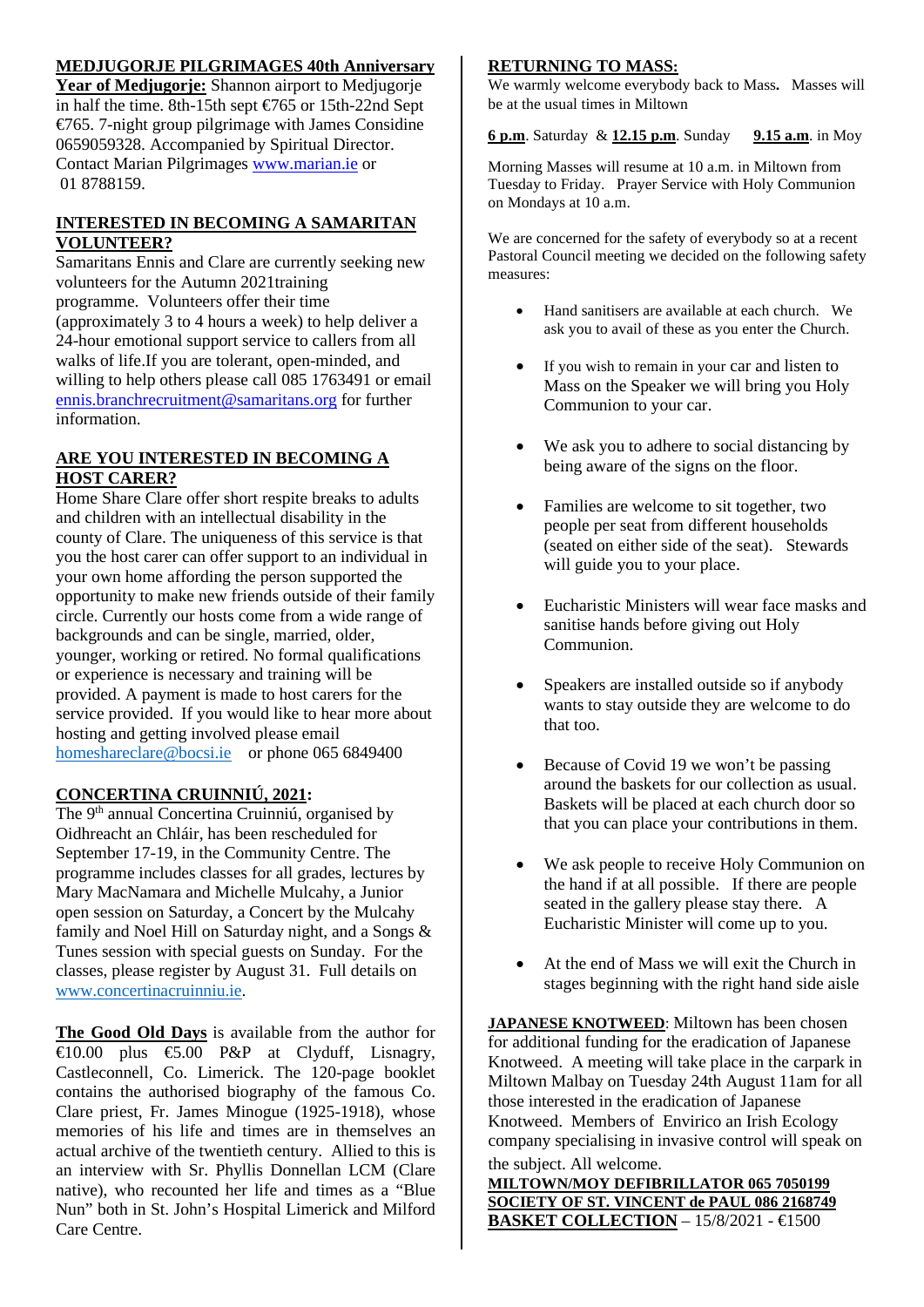**MEDJUGORJE PILGRIMAGES 40th Anniversary Year of Medjugorje:** Shannon airport to Medjugorje in half the time. 8th-15th sept €765 or 15th-22nd Sept €765. 7-night group pilgrimage with James Considine 0659059328. Accompanied by Spiritual Director. Contact Marian Pilgrimages www.marian.ie or 01 8788159.

**INTERESTED IN BECOMING A SAMARITAN VOLUNTEER?**

Samaritans Ennis and Clare are currently seeking new volunteers for the Autumn 2021training programme. Volunteers offer their time (approximately 3 to 4 hours a week) to help deliver a 24-hour emotional support service to callers from all walks of life.If you are tolerant, open-minded, and willing to help others please call 085 1763491 or email ennis.branchrecruitment@samaritans.org for further information.

**ARE YOU INTERESTED IN BECOMING A HOST CARER?**

Home Share Clare offer short respite breaks to adults and children with an intellectual disability in the county of Clare. The uniqueness of this service is that you the host carer can offer support to an individual in your own home affording the person supported the opportunity to make new friends outside of their family circle. Currently our hosts come from a wide range of backgrounds and can be single, married, older, younger, working or retired. No formal qualifications or experience is necessary and training will be provided. A payment is made to host carers for the service provided. If you would like to hear more about hosting and getting involved please email homeshareclare@bocsi.ie or phone 065 6849400

**CONCERTINA CRUINNIÚ, 2021:**

The 9th annual Concertina Cruinniú, organised by Oidhreacht an Chláir, has been rescheduled for September 17-19, in the Community Centre. The programme includes classes for all grades, lectures by Mary MacNamara and Michelle Mulcahy, a Junior open session on Saturday, a Concert by the Mulcahy family and Noel Hill on Saturday night, and a Songs & Tunes session with special guests on Sunday. For the classes, please register by August 31. Full details on www.concertinacruinniu.ie.

**The Good Old Days** is available from the author for €10.00 plus €5.00 P&P at Clyduff, Lisnagry, Castleconnell, Co. Limerick. The 120-page booklet contains the authorised biography of the famous Co. Clare priest, Fr. James Minogue (1925-1918), whose memories of his life and times are in themselves an actual archive of the twentieth century. Allied to this is an interview with Sr. Phyllis Donnellan LCM (Clare native), who recounted her life and times as a "Blue Nun" both in St. John's Hospital Limerick and Milford Care Centre.

**RETURNING TO MASS:**

We warmly welcome everybody back to Mass. Masses will be at the usual times in Miltown

**6 p.m**. Saturday & **12.15 p.m**. Sunday **9.15 a.m**. in Moy

Morning Masses will resume at 10 a.m. in Miltown from Tuesday to Friday. Prayer Service with Holy Communion on Mondays at 10 a.m.

We are concerned for the safety of everybody so at a recent Pastoral Council meeting we decided on the following safety measures:

- Hand sanitisers are available at each church. We ask you to avail of these as you enter the Church.
- If you wish to remain in your car and listen to Mass on the Speaker we will bring you Holy Communion to your car.
- We ask you to adhere to social distancing by being aware of the signs on the floor.
- Families are welcome to sit together, two people per seat from different households (seated on either side of the seat). Stewards will guide you to your place.
- Eucharistic Ministers will wear face masks and sanitise hands before giving out Holy Communion.
- Speakers are installed outside so if anybody wants to stay outside they are welcome to do that too.
- Because of Covid 19 we won't be passing around the baskets for our collection as usual. Baskets will be placed at each church door so that you can place your contributions in them.
- We ask people to receive Holy Communion on the hand if at all possible. If there are people seated in the gallery please stay there. A Eucharistic Minister will come up to you.
- At the end of Mass we will exit the Church in stages beginning with the right hand side aisle

**JAPANESE KNOTWEED**: Miltown has been chosen for additional funding for the eradication of Japanese Knotweed. A meeting will take place in the carpark in Miltown Malbay on Tuesday 24th August 11am for all those interested in the eradication of Japanese Knotweed. Members of Envirico an Irish Ecology company specialising in invasive control will speak on the subject. All welcome.

**MILTOWN/MOY DEFIBRILLATOR 065 7050199**

**SOCIETY OF ST. VINCENT de PAUL 086 2168749**

**BASKET COLLECTION** – 15/8/2021 - €1500